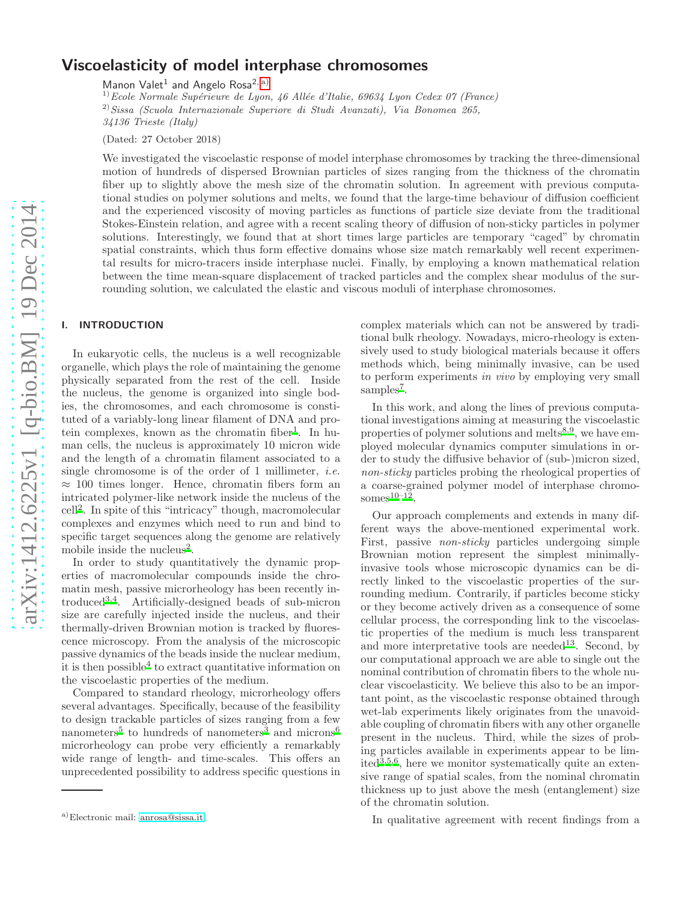# Viscoelasticity of model interphase chromosomes

Manon Valet[1] and Angelo Rosa[2,a)]

[1] *Ecole Normale Supérieure de Lyon, 46 Allée d'Italie, 69634 Lyon Cedex 07 (France)*
[2] *Sissa (Scuola Internazionale Superiore di Studi Avanzati), Via Bonomea 265, 34136 Trieste (Italy)*

(Dated: 27 October 2018)

We investigated the viscoelastic response of model interphase chromosomes by tracking the three-dimensional motion of hundreds of dispersed Brownian particles of sizes ranging from the thickness of the chromatin fiber up to slightly above the mesh size of the chromatin solution. In agreement with previous computational studies on polymer solutions and melts, we found that the large-time behaviour of diffusion coefficient and the experienced viscosity of moving particles as functions of particle size deviate from the traditional Stokes-Einstein relation, and agree with a recent scaling theory of diffusion of non-sticky particles in polymer solutions. Interestingly, we found that at short times large particles are temporary "caged" by chromatin spatial constraints, which thus form effective domains whose size match remarkably well recent experimental results for micro-tracers inside interphase nuclei. Finally, by employing a known mathematical relation between the time mean-square displacement of tracked particles and the complex shear modulus of the surrounding solution, we calculated the elastic and viscous moduli of interphase chromosomes.

## I. INTRODUCTION

In eukaryotic cells, the nucleus is a well recognizable organelle, which plays the role of maintaining the genome physically separated from the rest of the cell. Inside the nucleus, the genome is organized into single bodies, the chromosomes, and each chromosome is constituted of a variably-long linear filament of DNA and protein complexes, known as the chromatin fiber[1]. In human cells, the nucleus is approximately 10 micron wide and the length of a chromatin filament associated to a single chromosome is of the order of 1 millimeter, *i.e.* $\approx 100$ times longer. Hence, chromatin fibers form an intricated polymer-like network inside the nucleus of the cell[2]. In spite of this "intricacy" though, macromolecular complexes and enzymes which need to run and bind to specific target sequences along the genome are relatively mobile inside the nucleus[2].

In order to study quantitatively the dynamic properties of macromolecular compounds inside the chromatin mesh, passive microrheology has been recently introduced[3,4]. Artificially-designed beads of sub-micron size are carefully injected inside the nucleus, and their thermally-driven Brownian motion is tracked by fluorescence microscopy. From the analysis of the microscopic passive dynamics of the beads inside the nuclear medium, it is then possible[4] to extract quantitative information on the viscoelastic properties of the medium.

Compared to standard rheology, microrheology offers several advantages. Specifically, because of the feasibility to design trackable particles of sizes ranging from a few nanometers[5] to hundreds of nanometers[3] and microns[6] microrheology can probe very efficiently a remarkably wide range of length- and time-scales. This offers an unprecedented possibility to address specific questions in complex materials which can not be answered by traditional bulk rheology. Nowadays, micro-rheology is extensively used to study biological materials because it offers methods which, being minimally invasive, can be used to perform experiments *in vivo* by employing very small samples[7].

In this work, and along the lines of previous computational investigations aiming at measuring the viscoelastic properties of polymer solutions and melts[8,9], we have employed molecular dynamics computer simulations in order to study the diffusive behavior of (sub-)micron sized, *non-sticky* particles probing the rheological properties of a coarse-grained polymer model of interphase chromosomes[10–12].

Our approach complements and extends in many different ways the above-mentioned experimental work. First, passive *non-sticky* particles undergoing simple Brownian motion represent the simplest minimally-invasive tools whose microscopic dynamics can be directly linked to the viscoelastic properties of the surrounding medium. Contrarily, if particles become sticky or they become actively driven as a consequence of some cellular process, the corresponding link to the viscoelastic properties of the medium is much less transparent and more interpretative tools are needed[13]. Second, by our computational approach we are able to single out the nominal contribution of chromatin fibers to the whole nuclear viscoelasticity. We believe this also to be an important point, as the viscoelastic response obtained through wet-lab experiments likely originates from the unavoidable coupling of chromatin fibers with any other organelle present in the nucleus. Third, while the sizes of probing particles available in experiments appear to be limited[3,5,6], here we monitor systematically quite an extensive range of spatial scales, from the nominal chromatin thickness up to just above the mesh (entanglement) size of the chromatin solution.

In qualitative agreement with recent findings from a

---

a) Electronic mail: anrosa@sissa.it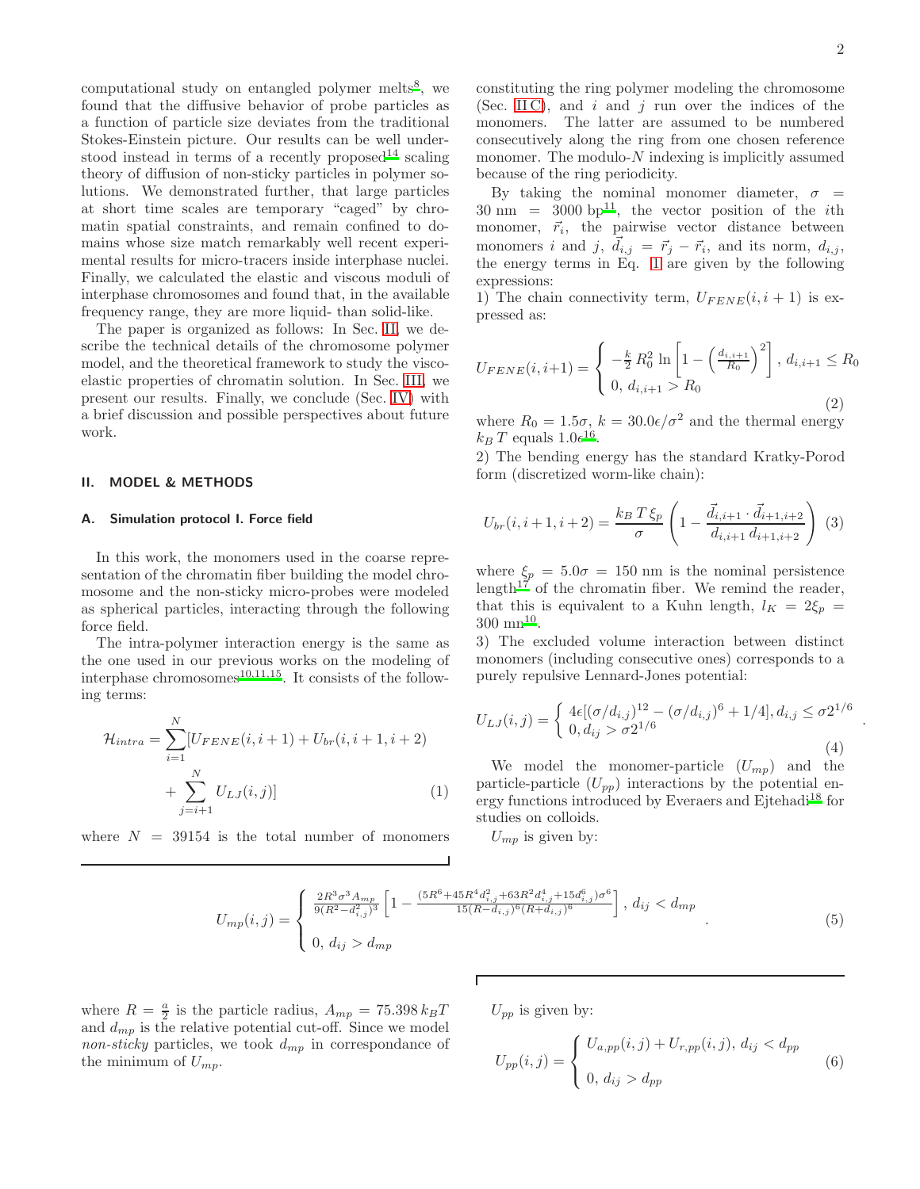computational study on entangled polymer melts[8], we found that the diffusive behavior of probe particles as a function of particle size deviates from the traditional Stokes-Einstein picture. Our results can be well understood instead in terms of a recently proposed[14] scaling theory of diffusion of non-sticky particles in polymer solutions. We demonstrated further, that large particles at short time scales are temporary "caged" by chromatin spatial constraints, and remain confined to domains whose size match remarkably well recent experimental results for micro-tracers inside interphase nuclei. Finally, we calculated the elastic and viscous moduli of interphase chromosomes and found that, in the available frequency range, they are more liquid- than solid-like.

The paper is organized as follows: In Sec. II, we describe the technical details of the chromosome polymer model, and the theoretical framework to study the viscoelastic properties of chromatin solution. In Sec. III, we present our results. Finally, we conclude (Sec. IV) with a brief discussion and possible perspectives about future work.

## II. MODEL & METHODS

### A. Simulation protocol I. Force field

In this work, the monomers used in the coarse representation of the chromatin fiber building the model chromosome and the non-sticky micro-probes were modeled as spherical particles, interacting through the following force field.

The intra-polymer interaction energy is the same as the one used in our previous works on the modeling of interphase chromosomes[10,11,15]. It consists of the following terms:

$$\mathcal{H}_{intra} = \sum_{i=1}^{N} [U_{FENE}(i,i+1) + U_{br}(i,i+1,i+2) + \sum_{j=i+1}^{N} U_{LJ}(i,j)] \quad (1)$$

where $N = 39154$ is the total number of monomers constituting the ring polymer modeling the chromosome (Sec. II C), and $i$ and $j$ run over the indices of the monomers. The latter are assumed to be numbered consecutively along the ring from one chosen reference monomer. The modulo-$N$ indexing is implicitly assumed because of the ring periodicity.

By taking the nominal monomer diameter, $\sigma = 30\,\text{nm} = 3000\,\text{bp}$[11], the vector position of the $i$th monomer, $\vec{r}_i$, the pairwise vector distance between monomers $i$ and $j$, $\vec{d}_{i,j} = \vec{r}_j - \vec{r}_i$, and its norm, $d_{i,j}$, the energy terms in Eq. 1 are given by the following expressions:

1) The chain connectivity term, $U_{FENE}(i,i+1)$ is expressed as:

$$U_{FENE}(i,i+1) = \begin{cases} -\frac{k}{2} R_0^2 \ln\left[1 - \left(\frac{d_{i,i+1}}{R_0}\right)^2\right], \; d_{i,i+1} \le R_0 \\ 0, \; d_{i,i+1} > R_0 \end{cases} \quad (2)$$

where $R_0 = 1.5\sigma$, $k = 30.0\epsilon/\sigma^2$ and the thermal energy $k_B T$ equals $1.0\epsilon$[16].

2) The bending energy has the standard Kratky-Porod form (discretized worm-like chain):

$$U_{br}(i,i+1,i+2) = \frac{k_B T \, \xi_p}{\sigma} \left(1 - \frac{\vec{d}_{i,i+1} \cdot \vec{d}_{i+1,i+2}}{d_{i,i+1}\, d_{i+1,i+2}}\right) \quad (3)$$

where $\xi_p = 5.0\sigma = 150$ nm is the nominal persistence length[17] of the chromatin fiber. We remind the reader, that this is equivalent to a Kuhn length, $l_K = 2\xi_p = 300$ nm[10].

3) The excluded volume interaction between distinct monomers (including consecutive ones) corresponds to a purely repulsive Lennard-Jones potential:

$$U_{LJ}(i,j) = \begin{cases} 4\epsilon[(\sigma/d_{i,j})^{12} - (\sigma/d_{i,j})^6 + 1/4], d_{i,j} \le \sigma 2^{1/6} \\ 0, d_{ij} > \sigma 2^{1/6} \end{cases} . \quad (4)$$

We model the monomer-particle ($U_{mp}$) and the particle-particle ($U_{pp}$) interactions by the potential energy functions introduced by Everaers and Ejtehadi[18] for studies on colloids.

$U_{mp}$ is given by:

$$U_{mp}(i,j) = \begin{cases} \frac{2R^3\sigma^3 A_{mp}}{9(R^2-d_{i,j}^2)^3}\left[1 - \frac{(5R^6+45R^4d_{i,j}^2+63R^2d_{i,j}^4+15d_{i,j}^6)\sigma^6}{15(R-d_{i,j})^6(R+d_{i,j})^6}\right], \; d_{ij} < d_{mp} \\ 0, \; d_{ij} > d_{mp} \end{cases} . \quad (5)$$

where $R = \frac{a}{2}$ is the particle radius, $A_{mp} = 75.398\, k_B T$ and $d_{mp}$ is the relative potential cut-off. Since we model *non-sticky* particles, we took $d_{mp}$ in correspondance of the minimum of $U_{mp}$.

$U_{pp}$ is given by:

$$U_{pp}(i,j) = \begin{cases} U_{a,pp}(i,j) + U_{r,pp}(i,j), \; d_{ij} < d_{pp} \\ 0, \; d_{ij} > d_{pp} \end{cases} \quad (6)$$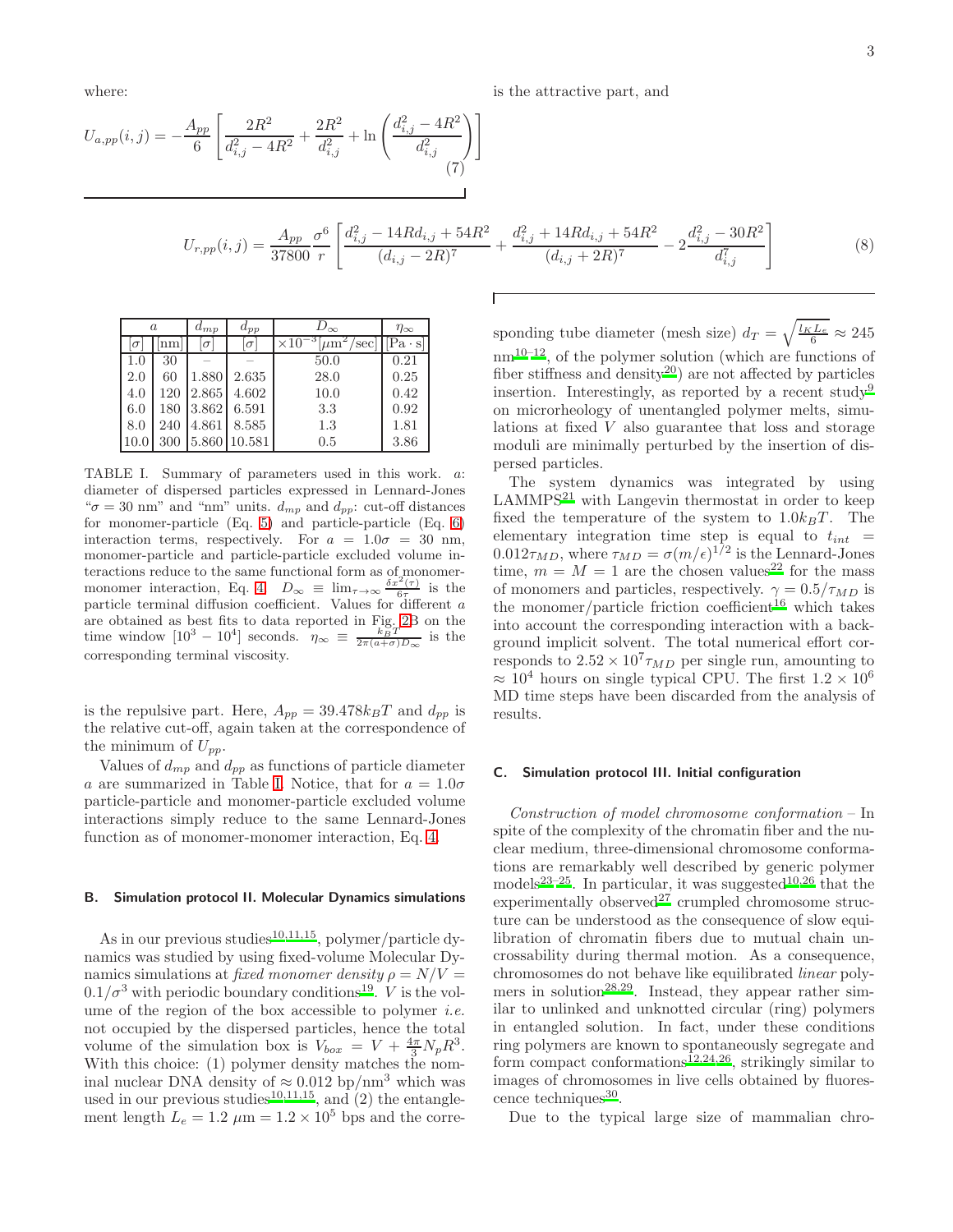where:

$$U_{a,pp}(i,j) = -\frac{A_{pp}}{6}\left[\frac{2R^2}{d_{i,j}^2 - 4R^2} + \frac{2R^2}{d_{i,j}^2} + \ln\left(\frac{d_{i,j}^2 - 4R^2}{d_{i,j}^2}\right)\right] \quad (7)$$

is the attractive part, and

$$U_{r,pp}(i,j) = \frac{A_{pp}}{37800}\frac{\sigma^6}{r}\left[\frac{d_{i,j}^2 - 14Rd_{i,j} + 54R^2}{(d_{i,j} - 2R)^7} + \frac{d_{i,j}^2 + 14Rd_{i,j} + 54R^2}{(d_{i,j} + 2R)^7} - 2\frac{d_{i,j}^2 - 30R^2}{d_{i,j}^7}\right] \quad (8)$$

is the repulsive part. Here, $A_{pp} = 39.478 k_BT$ and $d_{pp}$ is the relative cut-off, again taken at the correspondence of the minimum of $U_{pp}$.

Values of $d_{mp}$ and $d_{pp}$ as functions of particle diameter $a$ are summarized in Table I. Notice, that for $a = 1.0\sigma$ particle-particle and monomer-particle excluded volume interactions simply reduce to the same Lennard-Jones function as of monomer-monomer interaction, Eq. 4.

| $a$ | | $d_{mp}$ | $d_{pp}$ | $D_\infty$ | $\eta_\infty$ |
|---|---|---|---|---|---|
| $[\sigma]$ | [nm] | $[\sigma]$ | $[\sigma]$ | $\times 10^{-3}[\mu\mathrm{m}^2/\mathrm{sec}]$ | $[\mathrm{Pa}\cdot\mathrm{s}]$ |
| 1.0 | 30 | – | – | 50.0 | 0.21 |
| 2.0 | 60 | 1.880 | 2.635 | 28.0 | 0.25 |
| 4.0 | 120 | 2.865 | 4.602 | 10.0 | 0.42 |
| 6.0 | 180 | 3.862 | 6.591 | 3.3 | 0.92 |
| 8.0 | 240 | 4.861 | 8.585 | 1.3 | 1.81 |
| 10.0 | 300 | 5.860 | 10.581 | 0.5 | 3.86 |

TABLE I. Summary of parameters used in this work. $a$: diameter of dispersed particles expressed in Lennard-Jones "$\sigma = 30$ nm" and "nm" units. $d_{mp}$ and $d_{pp}$: cut-off distances for monomer-particle (Eq. 5) and particle-particle (Eq. 6) interaction terms, respectively. For $a = 1.0\sigma = 30$ nm, monomer-particle and particle-particle excluded volume interactions reduce to the same functional form as of monomer-monomer interaction, Eq. 4. $D_\infty \equiv \lim_{\tau\to\infty}\frac{\delta x^2(\tau)}{6\tau}$ is the particle terminal diffusion coefficient. Values for different $a$ are obtained as best fits to data reported in Fig. 2B on the time window $[10^3 - 10^4]$ seconds. $\eta_\infty \equiv \frac{k_BT}{2\pi(a+\sigma)D_\infty}$ is the corresponding terminal viscosity.

### B. Simulation protocol II. Molecular Dynamics simulations

As in our previous studies[10,11,15], polymer/particle dynamics was studied by using fixed-volume Molecular Dynamics simulations at *fixed monomer density* $\rho = N/V = 0.1/\sigma^3$ with periodic boundary conditions[19]. $V$ is the volume of the region of the box accessible to polymer *i.e.* not occupied by the dispersed particles, hence the total volume of the simulation box is $V_{box} = V + \frac{4\pi}{3}N_pR^3$. With this choice: (1) polymer density matches the nominal nuclear DNA density of $\approx 0.012$ bp/nm$^3$ which was used in our previous studies[10,11,15], and (2) the entanglement length $L_e = 1.2\ \mu$m $= 1.2 \times 10^5$ bps and the corresponding tube diameter (mesh size) $d_T = \sqrt{\frac{l_K L_e}{6}} \approx 245$ nm[10–12], of the polymer solution (which are functions of fiber stiffness and density[20]) are not affected by particles insertion. Interestingly, as reported by a recent study[9] on microrheology of unentangled polymer melts, simulations at fixed $V$ also guarantee that loss and storage moduli are minimally perturbed by the insertion of dispersed particles.

The system dynamics was integrated by using LAMMPS[21] with Langevin thermostat in order to keep fixed the temperature of the system to $1.0k_BT$. The elementary integration time step is equal to $t_{int} = 0.012\tau_{MD}$, where $\tau_{MD} = \sigma(m/\epsilon)^{1/2}$ is the Lennard-Jones time, $m = M = 1$ are the chosen values[22] for the mass of monomers and particles, respectively. $\gamma = 0.5/\tau_{MD}$ is the monomer/particle friction coefficient[16] which takes into account the corresponding interaction with a background implicit solvent. The total numerical effort corresponds to $2.52 \times 10^7\tau_{MD}$ per single run, amounting to $\approx 10^4$ hours on single typical CPU. The first $1.2 \times 10^6$ MD time steps have been discarded from the analysis of results.

### C. Simulation protocol III. Initial configuration

*Construction of model chromosome conformation* – In spite of the complexity of the chromatin fiber and the nuclear medium, three-dimensional chromosome conformations are remarkably well described by generic polymer models[23–25]. In particular, it was suggested[10,26] that the experimentally observed[27] crumpled chromosome structure can be understood as the consequence of slow equilibration of chromatin fibers due to mutual chain uncrossability during thermal motion. As a consequence, chromosomes do not behave like equilibrated *linear* polymers in solution[28,29]. Instead, they appear rather similar to unlinked and unknotted circular (ring) polymers in entangled solution. In fact, under these conditions ring polymers are known to spontaneously segregate and form compact conformations[12,24,26], strikingly similar to images of chromosomes in live cells obtained by fluorescence techniques[30].

Due to the typical large size of mammalian chro-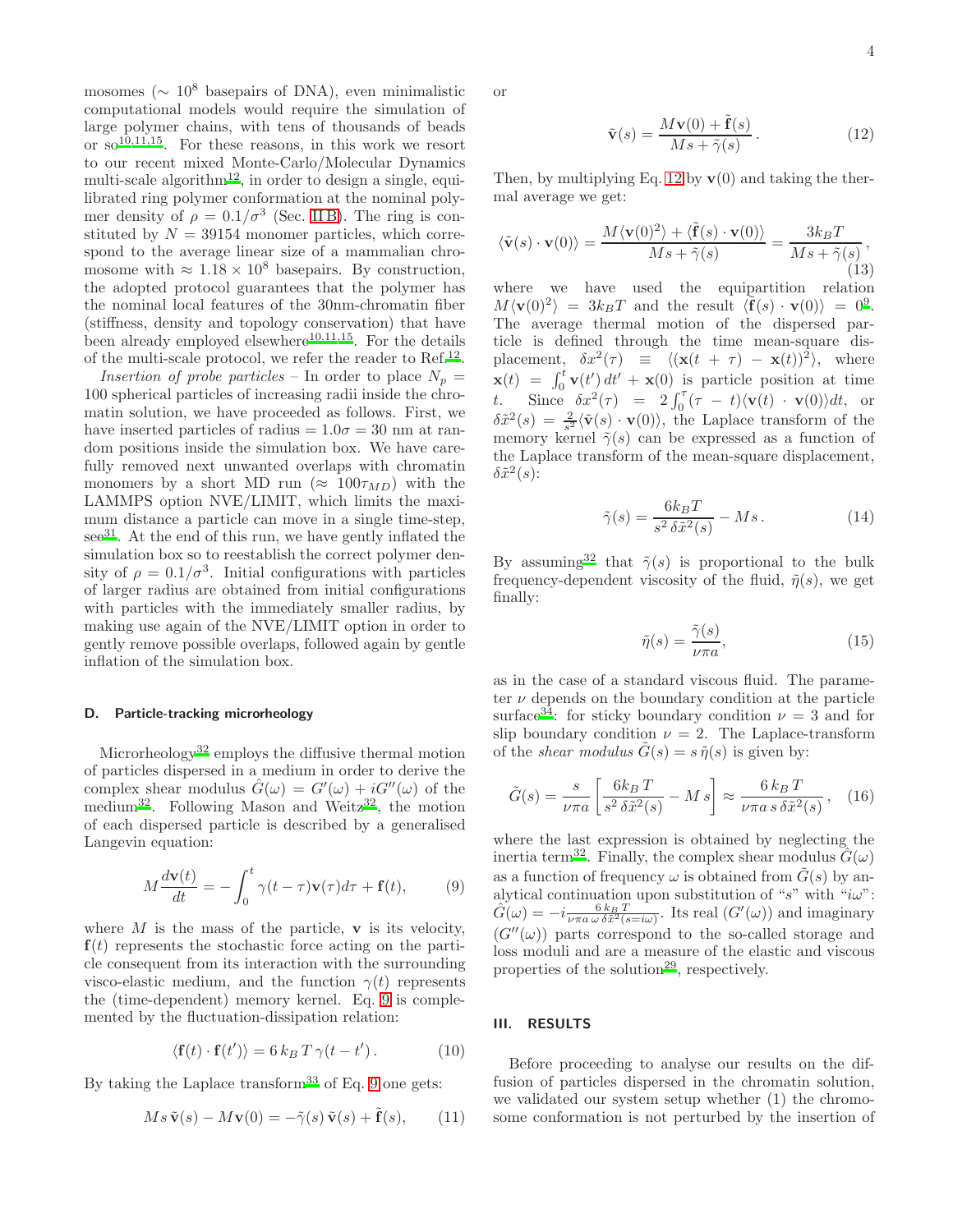mosomes ($\sim 10^8$ basepairs of DNA), even minimalistic computational models would require the simulation of large polymer chains, with tens of thousands of beads or so[10,11,15]. For these reasons, in this work we resort to our recent mixed Monte-Carlo/Molecular Dynamics multi-scale algorithm[12], in order to design a single, equilibrated ring polymer conformation at the nominal polymer density of $\rho = 0.1/\sigma^3$ (Sec. II B). The ring is constituted by $N = 39154$ monomer particles, which correspond to the average linear size of a mammalian chromosome with $\approx 1.18 \times 10^8$ basepairs. By construction, the adopted protocol guarantees that the polymer has the nominal local features of the 30nm-chromatin fiber (stiffness, density and topology conservation) that have been already employed elsewhere[10,11,15]. For the details of the multi-scale protocol, we refer the reader to Ref.[12].

*Insertion of probe particles* – In order to place $N_p = 100$ spherical particles of increasing radii inside the chromatin solution, we have proceeded as follows. First, we have inserted particles of radius $= 1.0\sigma = 30$ nm at random positions inside the simulation box. We have carefully removed next unwanted overlaps with chromatin monomers by a short MD run ($\approx 100\tau_{MD}$) with the LAMMPS option NVE/LIMIT, which limits the maximum distance a particle can move in a single time-step, see[31]. At the end of this run, we have gently inflated the simulation box so to reestablish the correct polymer density of $\rho = 0.1/\sigma^3$. Initial configurations with particles of larger radius are obtained from initial configurations with particles with the immediately smaller radius, by making use again of the NVE/LIMIT option in order to gently remove possible overlaps, followed again by gentle inflation of the simulation box.

### D. Particle-tracking microrheology

Microrheology[32] employs the diffusive thermal motion of particles dispersed in a medium in order to derive the complex shear modulus $\hat{G}(\omega) = G'(\omega) + iG''(\omega)$ of the medium[32]. Following Mason and Weitz[32], the motion of each dispersed particle is described by a generalised Langevin equation:

$$M \frac{d\mathbf{v}(t)}{dt} = -\int_0^t \gamma(t-\tau)\mathbf{v}(\tau) d\tau + \mathbf{f}(t), \tag{9}$$

where $M$ is the mass of the particle, $\mathbf{v}$ is its velocity, $\mathbf{f}(t)$ represents the stochastic force acting on the particle consequent from its interaction with the surrounding visco-elastic medium, and the function $\gamma(t)$ represents the (time-dependent) memory kernel. Eq. 9 is complemented by the fluctuation-dissipation relation:

$$\langle \mathbf{f}(t) \cdot \mathbf{f}(t') \rangle = 6\, k_B T\, \gamma(t - t') \,. \tag{10}$$

By taking the Laplace transform[33] of Eq. 9 one gets:

$$M s\, \tilde{\mathbf{v}}(s) - M\mathbf{v}(0) = -\tilde{\gamma}(s)\, \tilde{\mathbf{v}}(s) + \tilde{\mathbf{f}}(s), \tag{11}$$

or

$$\tilde{\mathbf{v}}(s) = \frac{M\mathbf{v}(0) + \tilde{\mathbf{f}}(s)}{Ms + \tilde{\gamma}(s)} \,. \tag{12}$$

Then, by multiplying Eq. 12 by $\mathbf{v}(0)$ and taking the thermal average we get:

$$\langle \tilde{\mathbf{v}}(s) \cdot \mathbf{v}(0) \rangle = \frac{M\langle \mathbf{v}(0)^2 \rangle + \langle \tilde{\mathbf{f}}(s) \cdot \mathbf{v}(0) \rangle}{Ms + \tilde{\gamma}(s)} = \frac{3k_BT}{Ms + \tilde{\gamma}(s)} \,, \tag{13}$$

where we have used the equipartition relation $M\langle \mathbf{v}(0)^2 \rangle = 3k_BT$ and the result $\langle \tilde{\mathbf{f}}(s) \cdot \mathbf{v}(0) \rangle = 0$[9]. The average thermal motion of the dispersed particle is defined through the time mean-square displacement, $\delta x^2(\tau) \equiv \langle (\mathbf{x}(t+\tau) - \mathbf{x}(t))^2 \rangle$, where $\mathbf{x}(t) = \int_0^t \mathbf{v}(t')\, dt' + \mathbf{x}(0)$ is particle position at time $t$. Since $\delta x^2(\tau) = 2\int_0^\tau (\tau - t)\langle \mathbf{v}(t) \cdot \mathbf{v}(0) \rangle dt$, or $\delta \tilde{x}^2(s) = \frac{2}{s^2}\langle \tilde{\mathbf{v}}(s) \cdot \mathbf{v}(0) \rangle$, the Laplace transform of the memory kernel $\tilde{\gamma}(s)$ can be expressed as a function of the Laplace transform of the mean-square displacement, $\delta \tilde{x}^2(s)$:

$$\tilde{\gamma}(s) = \frac{6k_BT}{s^2\, \delta \tilde{x}^2(s)} - Ms \,. \tag{14}$$

By assuming[32] that $\tilde{\gamma}(s)$ is proportional to the bulk frequency-dependent viscosity of the fluid, $\tilde{\eta}(s)$, we get finally:

$$\tilde{\eta}(s) = \frac{\tilde{\gamma}(s)}{\nu \pi a}, \tag{15}$$

as in the case of a standard viscous fluid. The parameter $\nu$ depends on the boundary condition at the particle surface[34]: for sticky boundary condition $\nu = 3$ and for slip boundary condition $\nu = 2$. The Laplace-transform of the *shear modulus* $\tilde{G}(s) = s\, \tilde{\eta}(s)$ is given by:

$$\tilde{G}(s) = \frac{s}{\nu \pi a} \left[ \frac{6k_B\, T}{s^2\, \delta \tilde{x}^2(s)} - M\, s \right] \approx \frac{6\, k_B\, T}{\nu \pi a\, s\, \delta \tilde{x}^2(s)} \,, \tag{16}$$

where the last expression is obtained by neglecting the inertia term[32]. Finally, the complex shear modulus $\hat{G}(\omega)$ as a function of frequency $\omega$ is obtained from $\tilde{G}(s)$ by analytical continuation upon substitution of "$s$" with "$i\omega$": $\hat{G}(\omega) = -i \frac{6\, k_B\, T}{\nu \pi a\, \omega\, \delta \tilde{x}^2(s = i\omega)}$. Its real ($G'(\omega)$) and imaginary ($G''(\omega)$) parts correspond to the so-called storage and loss moduli and are a measure of the elastic and viscous properties of the solution[29], respectively.

## III. RESULTS

Before proceeding to analyse our results on the diffusion of particles dispersed in the chromatin solution, we validated our system setup whether (1) the chromosome conformation is not perturbed by the insertion of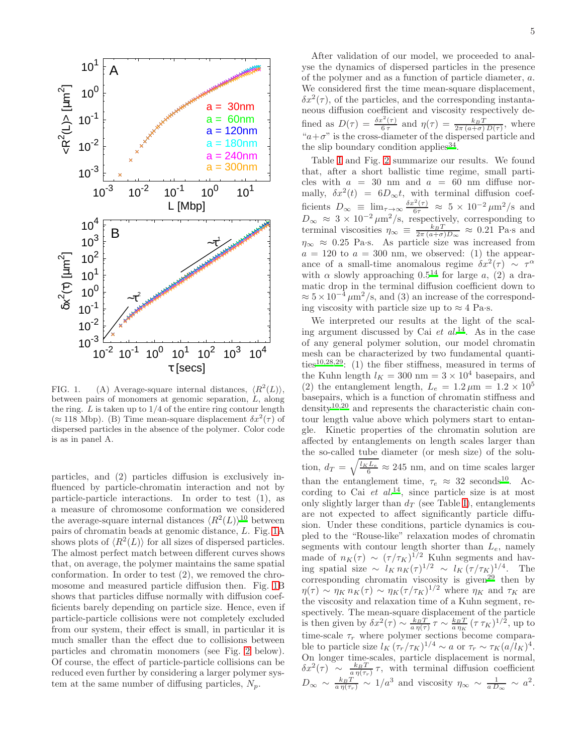FIG. 1. (A) Average-square internal distances, $\langle R^2(L)\rangle$, between pairs of monomers at genomic separation, $L$, along the ring. $L$ is taken up to 1/4 of the entire ring contour length ($\approx$ 118 Mbp). (B) Time mean-square displacement $\delta x^2(\tau)$ of dispersed particles in the absence of the polymer. Color code is as in panel A.

particles, and (2) particles diffusion is exclusively influenced by particle-chromatin interaction and not by particle-particle interactions. In order to test (1), as a measure of chromosome conformation we considered the average-square internal distances $\langle R^2(L)\rangle$[10] between pairs of chromatin beads at genomic distance, $L$. Fig. 1A shows plots of $\langle R^2(L)\rangle$ for all sizes of dispersed particles. The almost perfect match between different curves shows that, on average, the polymer maintains the same spatial conformation. In order to test (2), we removed the chromosome and measured particle diffusion then. Fig. 1B shows that particles diffuse normally with diffusion coefficients barely depending on particle size. Hence, even if particle-particle collisions were not completely excluded from our system, their effect is small, in particular it is much smaller than the effect due to collisions between particles and chromatin monomers (see Fig. 2 below). Of course, the effect of particle-particle collisions can be reduced even further by considering a larger polymer system at the same number of diffusing particles, $N_p$.

After validation of our model, we proceeded to analyse the dynamics of dispersed particles in the presence of the polymer and as a function of particle diameter, $a$. We considered first the time mean-square displacement, $\delta x^2(\tau)$, of the particles, and the corresponding instantaneous diffusion coefficient and viscosity respectively defined as $D(\tau) = \frac{\delta x^2(\tau)}{6\,\tau}$ and $\eta(\tau) = \frac{k_B T}{2\pi\,(a+\sigma)\,D(\tau)}$, where "$a+\sigma$" is the cross-diameter of the dispersed particle and the slip boundary condition applies[34].

Table I and Fig. 2 summarize our results. We found that, after a short ballistic time regime, small particles with $a = 30$ nm and $a = 60$ nm diffuse normally, $\delta x^2(t) = 6D_\infty t$, with terminal diffusion coefficients $D_\infty \equiv \lim_{\tau\to\infty} \frac{\delta x^2(\tau)}{6\tau} \approx 5\times10^{-2}\,\mu\text{m}^2/\text{s}$ and $D_\infty \approx 3\times10^{-2}\,\mu\text{m}^2/\text{s}$, respectively, corresponding to terminal viscosities $\eta_\infty \equiv \frac{k_B T}{2\pi\,(a+\sigma) D_\infty} \approx 0.21$ Pa·s and $\eta_\infty \approx 0.25$ Pa·s. As particle size was increased from $a = 120$ to $a = 300$ nm, we observed: (1) the appearance of a small-time anomalous regime $\delta x^2(\tau) \sim \tau^\alpha$ with $\alpha$ slowly approaching 0.5[14] for large $a$, (2) a dramatic drop in the terminal diffusion coefficient down to $\approx 5\times10^{-4}\,\mu\text{m}^2/\text{s}$, and (3) an increase of the corresponding viscosity with particle size up to $\approx 4$ Pa·s.

We interpreted our results at the light of the scaling argument discussed by Cai *et al.*[14]. As in the case of any general polymer solution, our model chromatin mesh can be characterized by two fundamental quantities[10,28,29]: (1) the fiber stiffness, measured in terms of the Kuhn length $l_K = 300$ nm $= 3\times10^4$ basepairs, and (2) the entanglement length, $L_e = 1.2\,\mu$m $= 1.2\times10^5$ basepairs, which is a function of chromatin stiffness and density[10,20] and represents the characteristic chain contour length value above which polymers start to entangle. Kinetic properties of the chromatin solution are affected by entanglements on length scales larger than the so-called tube diameter (or mesh size) of the solution, $d_T = \sqrt{\frac{l_K L_e}{6}} \approx 245$ nm, and on time scales larger than the entanglement time, $\tau_e \approx 32$ seconds[10]. According to Cai *et al.*[14], since particle size is at most only slightly larger than $d_T$ (see Table I), entanglements are not expected to affect significantly particle diffusion. Under these conditions, particle dynamics is coupled to the "Rouse-like" relaxation modes of chromatin segments with contour length shorter than $L_e$, namely made of $n_K(\tau) \sim (\tau/\tau_K)^{1/2}$ Kuhn segments and having spatial size $\sim l_K\, n_K(\tau)^{1/2} \sim l_K\,(\tau/\tau_K)^{1/4}$. The corresponding chromatin viscosity is given[29] then by $\eta(\tau) \sim \eta_K\, n_K(\tau) \sim \eta_K (\tau/\tau_K)^{1/2}$ where $\eta_K$ and $\tau_K$ are the viscosity and relaxation time of a Kuhn segment, respectively. The mean-square displacement of the particle is then given by $\delta x^2(\tau) \sim \frac{k_B T}{a\,\eta(\tau)}\,\tau \sim \frac{k_B T}{a\,\eta_K}\,(\tau\,\tau_K)^{1/2}$, up to time-scale $\tau_r$ where polymer sections become comparable to particle size $l_K\,(\tau_r/\tau_K)^{1/4} \sim a$ or $\tau_r \sim \tau_K (a/l_K)^4$. On longer time-scales, particle displacement is normal, $\delta x^2(\tau) \sim \frac{k_B T}{a\,\eta(\tau_r)}\,\tau$, with terminal diffusion coefficient $D_\infty \sim \frac{k_B T}{a\,\eta(\tau_r)} \sim 1/a^3$ and viscosity $\eta_\infty \sim \frac{1}{a\,D_\infty} \sim a^2$.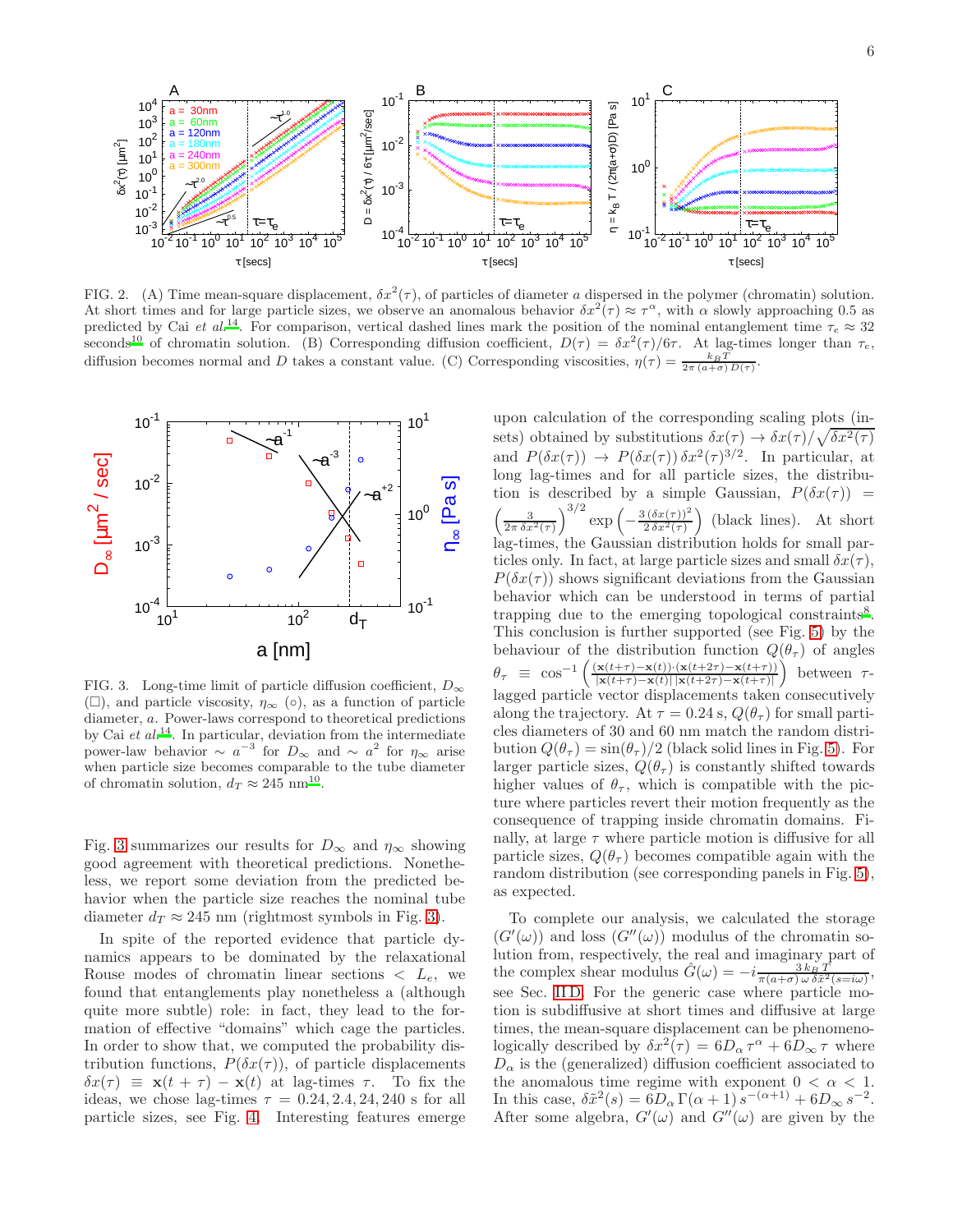FIG. 2. (A) Time mean-square displacement, $\delta x^2(\tau)$, of particles of diameter $a$ dispersed in the polymer (chromatin) solution. At short times and for large particle sizes, we observe an anomalous behavior $\delta x^2(\tau) \approx \tau^\alpha$, with $\alpha$ slowly approaching 0.5 as predicted by Cai *et al.*[14]. For comparison, vertical dashed lines mark the position of the nominal entanglement time $\tau_e \approx 32$ seconds[10] of chromatin solution. (B) Corresponding diffusion coefficient, $D(\tau) = \delta x^2(\tau)/6\tau$. At lag-times longer than $\tau_e$, diffusion becomes normal and $D$ takes a constant value. (C) Corresponding viscosities, $\eta(\tau) = \frac{k_B T}{2\pi\,(a+\sigma)\,D(\tau)}$.

FIG. 3. Long-time limit of particle diffusion coefficient, $D_\infty$ (□), and particle viscosity, $\eta_\infty$ (○), as a function of particle diameter, $a$. Power-laws correspond to theoretical predictions by Cai *et al.*[14]. In particular, deviation from the intermediate power-law behavior $\sim a^{-3}$ for $D_\infty$ and $\sim a^2$ for $\eta_\infty$ arise when particle size becomes comparable to the tube diameter of chromatin solution, $d_T \approx 245$ nm[10].

Fig. 3 summarizes our results for $D_\infty$ and $\eta_\infty$ showing good agreement with theoretical predictions. Nonetheless, we report some deviation from the predicted behavior when the particle size reaches the nominal tube diameter $d_T \approx 245$ nm (rightmost symbols in Fig. 3).

In spite of the reported evidence that particle dynamics appears to be dominated by the relaxational Rouse modes of chromatin linear sections $< L_e$, we found that entanglements play nonetheless a (although quite more subtle) role: in fact, they lead to the formation of effective "domains" which cage the particles. In order to show that, we computed the probability distribution functions, $P(\delta x(\tau))$, of particle displacements $\delta x(\tau) \equiv \mathbf{x}(t+\tau) - \mathbf{x}(t)$ at lag-times $\tau$. To fix the ideas, we chose lag-times $\tau = 0.24, 2.4, 24, 240$ s for all particle sizes, see Fig. 4. Interesting features emerge upon calculation of the corresponding scaling plots (insets) obtained by substitutions $\delta x(\tau) \rightarrow \delta x(\tau)/\sqrt{\delta x^2(\tau)}$ and $P(\delta x(\tau)) \rightarrow P(\delta x(\tau))\,\delta x^2(\tau)^{3/2}$. In particular, at long lag-times and for all particle sizes, the distribution is described by a simple Gaussian, $P(\delta x(\tau)) = \left(\frac{3}{2\pi\,\delta x^2(\tau)}\right)^{3/2} \exp\left(-\frac{3\,(\delta x(\tau))^2}{2\,\delta x^2(\tau)}\right)$ (black lines). At short lag-times, the Gaussian distribution holds for small particles only. In fact, at large particle sizes and small $\delta x(\tau)$, $P(\delta x(\tau))$ shows significant deviations from the Gaussian behavior which can be understood in terms of partial trapping due to the emerging topological constraints[8]. This conclusion is further supported (see Fig. 5) by the behaviour of the distribution function $Q(\theta_\tau)$ of angles $\theta_\tau \equiv \cos^{-1}\left(\frac{(\mathbf{x}(t+\tau)-\mathbf{x}(t))\cdot(\mathbf{x}(t+2\tau)-\mathbf{x}(t+\tau))}{|\mathbf{x}(t+\tau)-\mathbf{x}(t)|\,|\mathbf{x}(t+2\tau)-\mathbf{x}(t+\tau)|}\right)$ between $\tau$-lagged particle vector displacements taken consecutively along the trajectory. At $\tau = 0.24$ s, $Q(\theta_\tau)$ for small particles diameters of 30 and 60 nm match the random distribution $Q(\theta_\tau) = \sin(\theta_\tau)/2$ (black solid lines in Fig. 5). For larger particle sizes, $Q(\theta_\tau)$ is constantly shifted towards higher values of $\theta_\tau$, which is compatible with the picture where particles revert their motion frequently as the consequence of trapping inside chromatin domains. Finally, at large $\tau$ where particle motion is diffusive for all particle sizes, $Q(\theta_\tau)$ becomes compatible again with the random distribution (see corresponding panels in Fig. 5), as expected.

To complete our analysis, we calculated the storage ($G'(\omega)$) and loss ($G''(\omega)$) modulus of the chromatin solution from, respectively, the real and imaginary part of the complex shear modulus $\hat{G}(\omega) = -i\frac{3\,k_B T}{\pi(a+\sigma)\,\omega\,\delta\tilde{x}^2(s=i\omega)}$, see Sec. II D. For the generic case where particle motion is subdiffusive at short times and diffusive at large times, the mean-square displacement can be phenomenologically described by $\delta x^2(\tau) = 6D_\alpha\,\tau^\alpha + 6D_\infty\,\tau$ where $D_\alpha$ is the (generalized) diffusion coefficient associated to the anomalous time regime with exponent $0 < \alpha < 1$. In this case, $\delta\tilde{x}^2(s) = 6D_\alpha\,\Gamma(\alpha+1)\,s^{-(\alpha+1)} + 6D_\infty\,s^{-2}$. After some algebra, $G'(\omega)$ and $G''(\omega)$ are given by the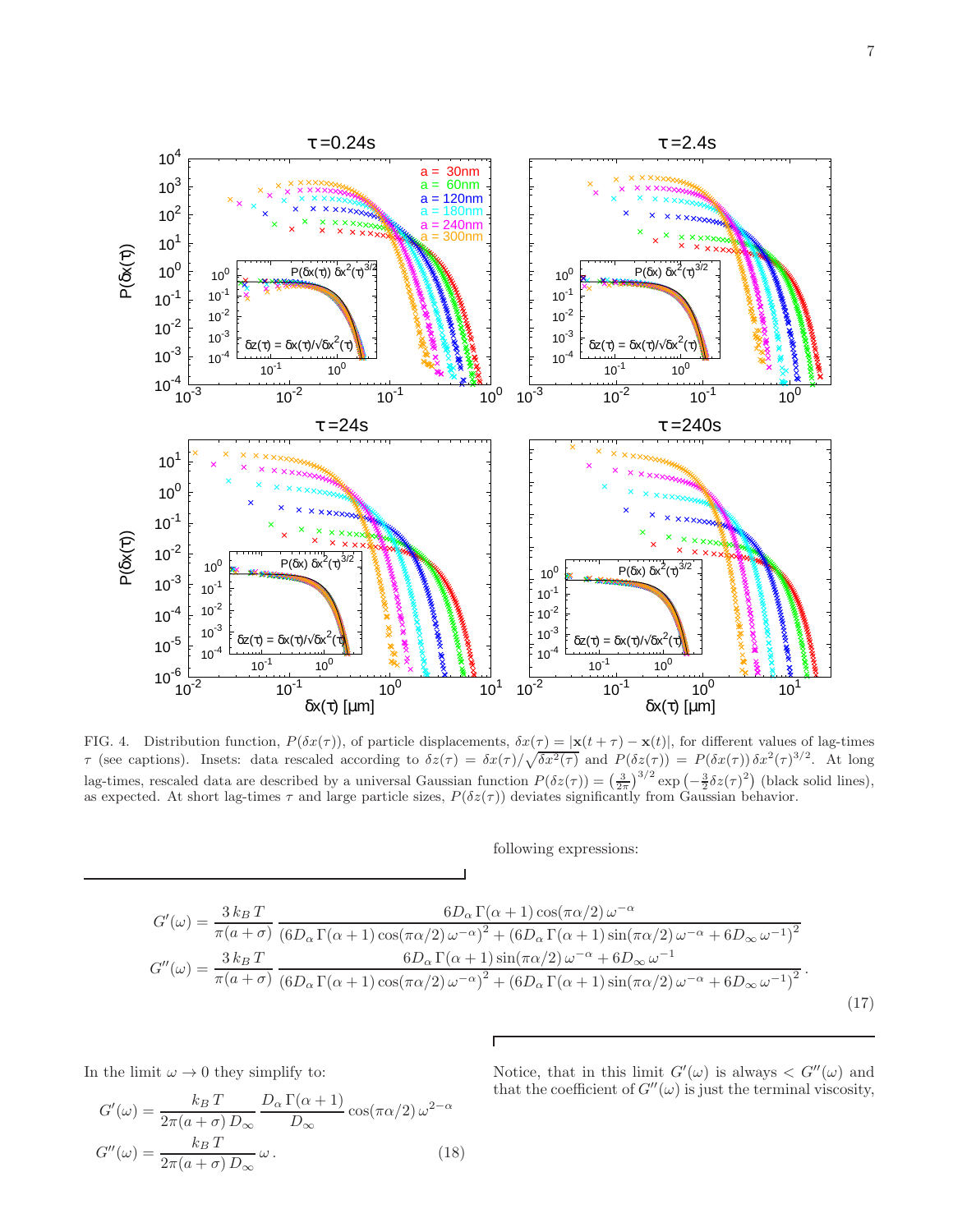FIG. 4. Distribution function, $P(\delta x(\tau))$, of particle displacements, $\delta x(\tau) = |\mathbf{x}(t+\tau) - \mathbf{x}(t)|$, for different values of lag-times $\tau$ (see captions). Insets: data rescaled according to $\delta z(\tau) = \delta x(\tau)/\sqrt{\delta x^2(\tau)}$ and $P(\delta z(\tau)) = P(\delta x(\tau))\,\delta x^2(\tau)^{3/2}$. At long lag-times, rescaled data are described by a universal Gaussian function $P(\delta z(\tau)) = \left(\frac{3}{2\pi}\right)^{3/2} \exp\left(-\frac{3}{2}\delta z(\tau)^2\right)$ (black solid lines), as expected. At short lag-times $\tau$ and large particle sizes, $P(\delta z(\tau))$ deviates significantly from Gaussian behavior.

following expressions:

$$
\begin{aligned}
G'(\omega) &= \frac{3\,k_B\,T}{\pi(a+\sigma)}\,\frac{6D_\alpha\,\Gamma(\alpha+1)\cos(\pi\alpha/2)\,\omega^{-\alpha}}{\left(6D_\alpha\,\Gamma(\alpha+1)\cos(\pi\alpha/2)\,\omega^{-\alpha}\right)^2 + \left(6D_\alpha\,\Gamma(\alpha+1)\sin(\pi\alpha/2)\,\omega^{-\alpha} + 6D_\infty\,\omega^{-1}\right)^2} \\
G''(\omega) &= \frac{3\,k_B\,T}{\pi(a+\sigma)}\,\frac{6D_\alpha\,\Gamma(\alpha+1)\sin(\pi\alpha/2)\,\omega^{-\alpha} + 6D_\infty\,\omega^{-1}}{\left(6D_\alpha\,\Gamma(\alpha+1)\cos(\pi\alpha/2)\,\omega^{-\alpha}\right)^2 + \left(6D_\alpha\,\Gamma(\alpha+1)\sin(\pi\alpha/2)\,\omega^{-\alpha} + 6D_\infty\,\omega^{-1}\right)^2}\,.
\end{aligned}
\tag{17}
$$

In the limit $\omega \to 0$ they simplify to:

$$
\begin{aligned}
G'(\omega) &= \frac{k_B\,T}{2\pi(a+\sigma)\,D_\infty}\,\frac{D_\alpha\,\Gamma(\alpha+1)}{D_\infty}\cos(\pi\alpha/2)\,\omega^{2-\alpha} \\
G''(\omega) &= \frac{k_B\,T}{2\pi(a+\sigma)\,D_\infty}\,\omega\,.
\end{aligned}
\tag{18}
$$

Notice, that in this limit $G'(\omega)$ is always $< G''(\omega)$ and that the coefficient of $G''(\omega)$ is just the terminal viscosity,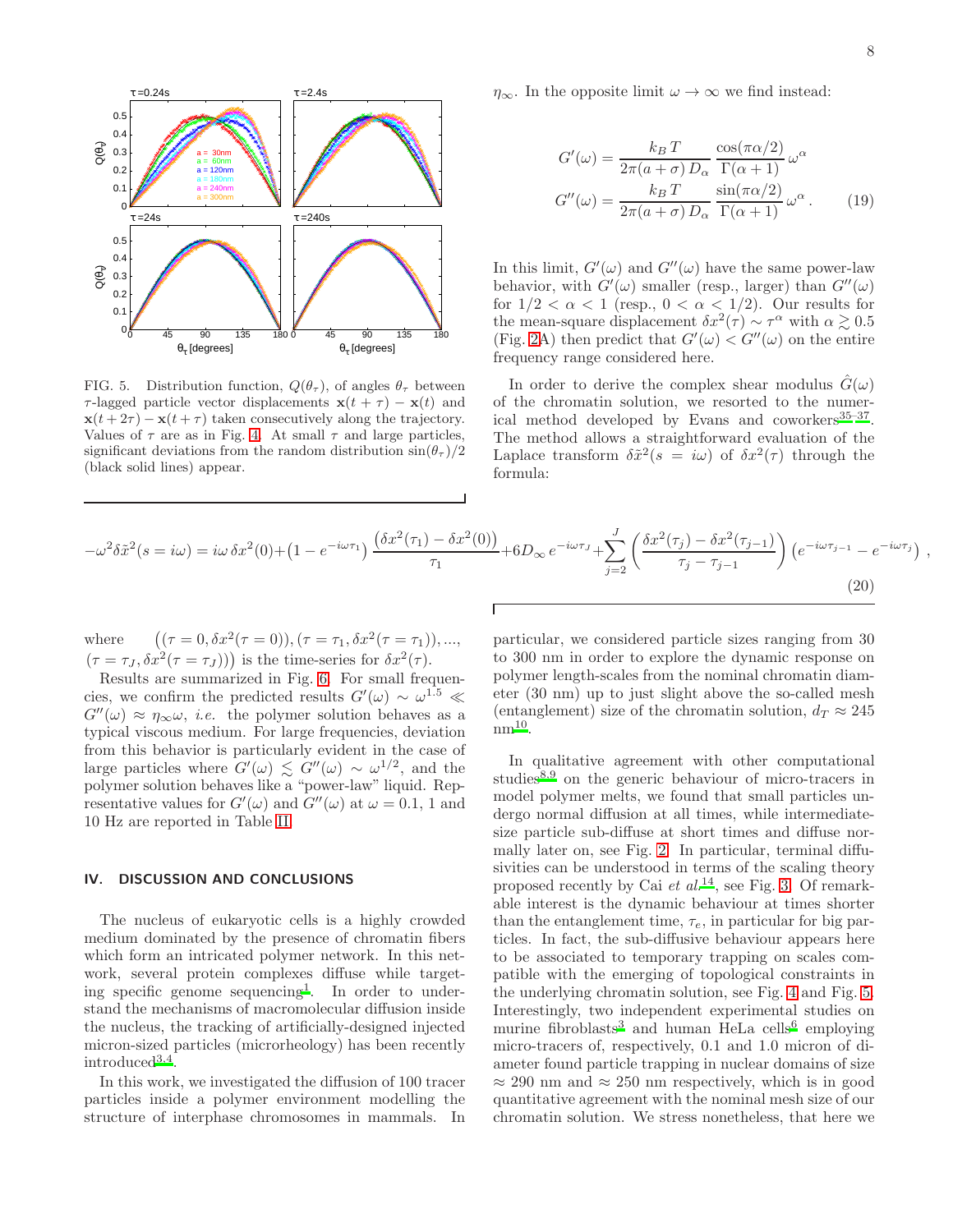FIG. 5. Distribution function, $Q(\theta_\tau)$, of angles $\theta_\tau$ between $\tau$-lagged particle vector displacements $\mathbf{x}(t+\tau)-\mathbf{x}(t)$ and $\mathbf{x}(t+2\tau)-\mathbf{x}(t+\tau)$ taken consecutively along the trajectory. Values of $\tau$ are as in Fig. 4. At small $\tau$ and large particles, significant deviations from the random distribution $\sin(\theta_\tau)/2$ (black solid lines) appear.

$\eta_\infty$. In the opposite limit $\omega \to \infty$ we find instead:

$$
\begin{aligned}
G'(\omega) &= \frac{k_B T}{2\pi(a+\sigma)\,D_\alpha}\,\frac{\cos(\pi\alpha/2)}{\Gamma(\alpha+1)}\,\omega^\alpha \\
G''(\omega) &= \frac{k_B T}{2\pi(a+\sigma)\,D_\alpha}\,\frac{\sin(\pi\alpha/2)}{\Gamma(\alpha+1)}\,\omega^\alpha \,.
\end{aligned}
\qquad (19)
$$

In this limit, $G'(\omega)$ and $G''(\omega)$ have the same power-law behavior, with $G'(\omega)$ smaller (resp., larger) than $G''(\omega)$ for $1/2 < \alpha < 1$ (resp., $0 < \alpha < 1/2$). Our results for the mean-square displacement $\delta x^2(\tau) \sim \tau^\alpha$ with $\alpha \gtrsim 0.5$ (Fig. 2A) then predict that $G'(\omega) < G''(\omega)$ on the entire frequency range considered here.

In order to derive the complex shear modulus $\hat{G}(\omega)$ of the chromatin solution, we resorted to the numerical method developed by Evans and coworkers[35–37]. The method allows a straightforward evaluation of the Laplace transform $\delta\tilde{x}^2(s=i\omega)$ of $\delta x^2(\tau)$ through the formula:

$$
-\omega^2\delta\tilde{x}^2(s=i\omega) = i\omega\,\delta x^2(0) + \left(1-e^{-i\omega\tau_1}\right)\frac{\left(\delta x^2(\tau_1)-\delta x^2(0)\right)}{\tau_1} + 6D_\infty\,e^{-i\omega\tau_J} + \sum_{j=2}^{J}\left(\frac{\delta x^2(\tau_j)-\delta x^2(\tau_{j-1})}{\tau_j-\tau_{j-1}}\right)\left(e^{-i\omega\tau_{j-1}}-e^{-i\omega\tau_j}\right)\,, \qquad (20)
$$

where $\big((\tau=0,\delta x^2(\tau=0)),(\tau=\tau_1,\delta x^2(\tau=\tau_1)),\ldots,(\tau=\tau_J,\delta x^2(\tau=\tau_J))\big)$ is the time-series for $\delta x^2(\tau)$.

Results are summarized in Fig. 6. For small frequencies, we confirm the predicted results $G'(\omega) \sim \omega^{1.5} \ll G''(\omega) \approx \eta_\infty\omega$, *i.e.* the polymer solution behaves as a typical viscous medium. For large frequencies, deviation from this behavior is particularly evident in the case of large particles where $G'(\omega) \lesssim G''(\omega) \sim \omega^{1/2}$, and the polymer solution behaves like a "power-law" liquid. Representative values for $G'(\omega)$ and $G''(\omega)$ at $\omega = 0.1$, 1 and 10 Hz are reported in Table II.

## IV. DISCUSSION AND CONCLUSIONS

The nucleus of eukaryotic cells is a highly crowded medium dominated by the presence of chromatin fibers which form an intricated polymer network. In this network, several protein complexes diffuse while targeting specific genome sequencing[1]. In order to understand the mechanisms of macromolecular diffusion inside the nucleus, the tracking of artificially-designed injected micron-sized particles (microrheology) has been recently introduced[3,4].

In this work, we investigated the diffusion of 100 tracer particles inside a polymer environment modelling the structure of interphase chromosomes in mammals. In particular, we considered particle sizes ranging from 30 to 300 nm in order to explore the dynamic response on polymer length-scales from the nominal chromatin diameter (30 nm) up to just slight above the so-called mesh (entanglement) size of the chromatin solution, $d_T \approx 245$ nm[10].

In qualitative agreement with other computational studies[8,9] on the generic behaviour of micro-tracers in model polymer melts, we found that small particles undergo normal diffusion at all times, while intermediate-size particle sub-diffuse at short times and diffuse normally later on, see Fig. 2. In particular, terminal diffusivities can be understood in terms of the scaling theory proposed recently by Cai *et al.*[14], see Fig. 3. Of remarkable interest is the dynamic behaviour at times shorter than the entanglement time, $\tau_e$, in particular for big particles. In fact, the sub-diffusive behaviour appears here to be associated to temporary trapping on scales compatible with the emerging of topological constraints in the underlying chromatin solution, see Fig. 4 and Fig. 5. Interestingly, two independent experimental studies on murine fibroblasts[3] and human HeLa cells[6] employing micro-tracers of, respectively, 0.1 and 1.0 micron of diameter found particle trapping in nuclear domains of size $\approx 290$ nm and $\approx 250$ nm respectively, which is in good quantitative agreement with the nominal mesh size of our chromatin solution. We stress nonetheless, that here we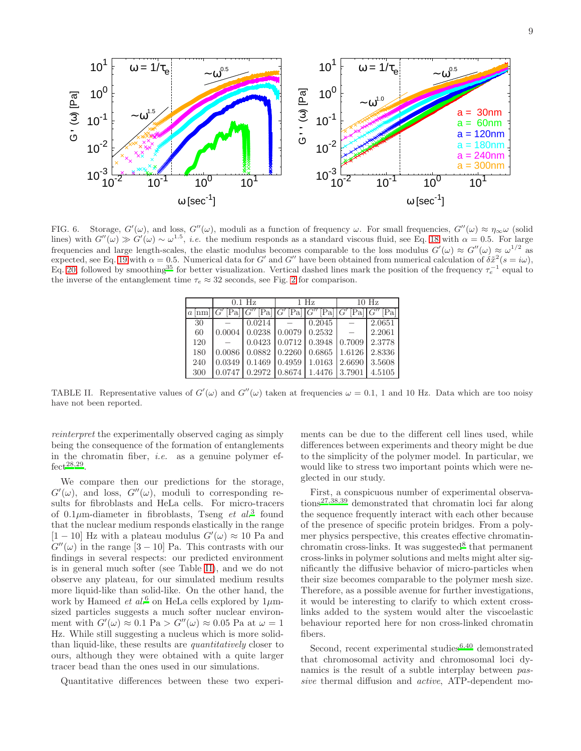FIG. 6. Storage, $G'(\omega)$, and loss, $G''(\omega)$, moduli as a function of frequency $\omega$. For small frequencies, $G''(\omega) \approx \eta_\infty \omega$ (solid lines) with $G''(\omega) \gg G'(\omega) \sim \omega^{1.5}$, *i.e.* the medium responds as a standard viscous fluid, see Eq. 18 with $\alpha = 0.5$. For large frequencies and large length-scales, the elastic modulus becomes comparable to the loss modulus $G'(\omega) \approx G''(\omega) \approx \omega^{1/2}$ as expected, see Eq. 19 with $\alpha = 0.5$. Numerical data for $G'$ and $G''$ have been obtained from numerical calculation of $\delta \tilde{x}^2(s = i\omega)$, Eq. 20, followed by smoothing[35] for better visualization. Vertical dashed lines mark the position of the frequency $\tau_e^{-1}$ equal to the inverse of the entanglement time $\tau_e \approx 32$ seconds, see Fig. 2 for comparison.

| | 0.1 Hz | | 1 Hz | | 10 Hz | |
|---|---|---|---|---|---|---|
| $a$ [nm] | $G'$ [Pa] | $G''$ [Pa] | $G'$ [Pa] | $G''$ [Pa] | $G'$ [Pa] | $G''$ [Pa] |
| 30 | – | 0.0214 | – | 0.2045 | – | 2.0651 |
| 60 | 0.0004 | 0.0238 | 0.0079 | 0.2532 | – | 2.2061 |
| 120 | – | 0.0423 | 0.0712 | 0.3948 | 0.7009 | 2.3778 |
| 180 | 0.0086 | 0.0882 | 0.2260 | 0.6865 | 1.6126 | 2.8336 |
| 240 | 0.0349 | 0.1469 | 0.4959 | 1.0163 | 2.6690 | 3.5608 |
| 300 | 0.0747 | 0.2972 | 0.8674 | 1.4476 | 3.7901 | 4.5105 |

TABLE II. Representative values of $G'(\omega)$ and $G''(\omega)$ taken at frequencies $\omega = 0.1$, 1 and 10 Hz. Data which are too noisy have not been reported.

*reinterpret* the experimentally observed caging as simply being the consequence of the formation of entanglements in the chromatin fiber, *i.e.* as a genuine polymer effect[28,29].

We compare then our predictions for the storage, $G'(\omega)$, and loss, $G''(\omega)$, moduli to corresponding results for fibroblasts and HeLa cells. For micro-tracers of $0.1\mu$m-diameter in fibroblasts, Tseng *et al.*[3] found that the nuclear medium responds elastically in the range $[1-10]$ Hz with a plateau modulus $G'(\omega) \approx 10$ Pa and $G''(\omega)$ in the range $[3-10]$ Pa. This contrasts with our findings in several respects: our predicted environment is in general much softer (see Table II), and we do not observe any plateau, for our simulated medium results more liquid-like than solid-like. On the other hand, the work by Hameed *et al.*[6] on HeLa cells explored by $1\mu$m-sized particles suggests a much softer nuclear environment with $G'(\omega) \approx 0.1$ Pa $> G''(\omega) \approx 0.05$ Pa at $\omega = 1$ Hz. While still suggesting a nucleus which is more solid-than liquid-like, these results are *quantitatively* closer to ours, although they were obtained with a quite larger tracer bead than the ones used in our simulations.

Quantitative differences between these two experiments can be due to the different cell lines used, while differences between experiments and theory might be due to the simplicity of the polymer model. In particular, we would like to stress two important points which were neglected in our study.

First, a conspicuous number of experimental observations[27,38,39] demonstrated that chromatin loci far along the sequence frequently interact with each other because of the presence of specific protein bridges. From a polymer physics perspective, this creates effective chromatin-chromatin cross-links. It was suggested[8] that permanent cross-links in polymer solutions and melts might alter significantly the diffusive behavior of micro-particles when their size becomes comparable to the polymer mesh size. Therefore, as a possible avenue for further investigations, it would be interesting to clarify to which extent cross-links added to the system would alter the viscoelastic behaviour reported here for non cross-linked chromatin fibers.

Second, recent experimental studies[6,40] demonstrated that chromosomal activity and chromosomal loci dynamics is the result of a subtle interplay between *passive* thermal diffusion and *active*, ATP-dependent mo-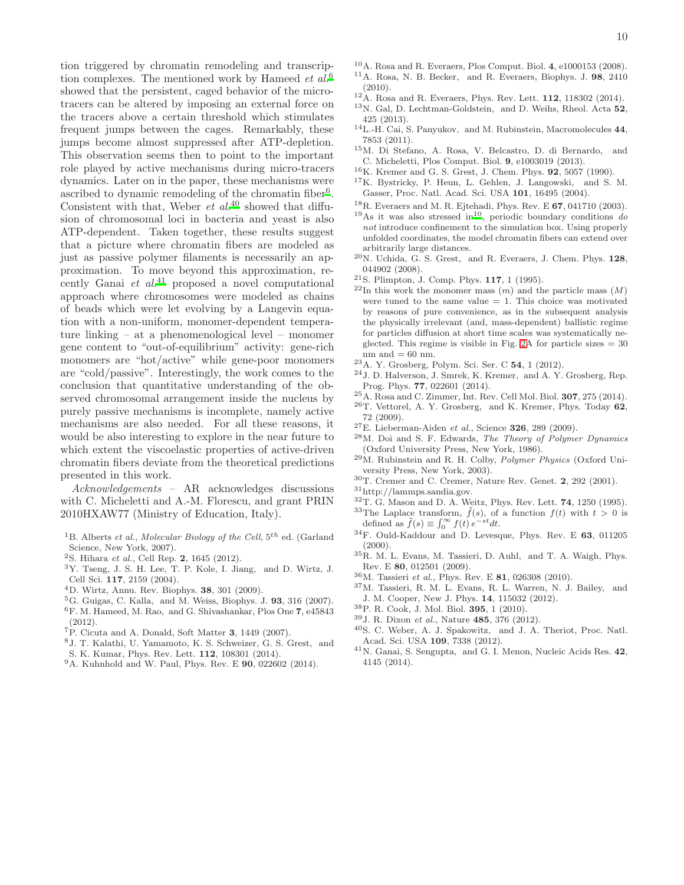tion triggered by chromatin remodeling and transcription complexes. The mentioned work by Hameed *et al.*[6] showed that the persistent, caged behavior of the micro-tracers can be altered by imposing an external force on the tracers above a certain threshold which stimulates frequent jumps between the cages. Remarkably, these jumps become almost suppressed after ATP-depletion. This observation seems then to point to the important role played by active mechanisms during micro-tracers dynamics. Later on in the paper, these mechanisms were ascribed to dynamic remodeling of the chromatin fiber[6]. Consistent with that, Weber *et al.*[40] showed that diffusion of chromosomal loci in bacteria and yeast is also ATP-dependent. Taken together, these results suggest that a picture where chromatin fibers are modeled as just as passive polymer filaments is necessarily an approximation. To move beyond this approximation, recently Ganai *et al.*[41] proposed a novel computational approach where chromosomes were modeled as chains of beads which were let evolving by a Langevin equation with a non-uniform, monomer-dependent temperature linking – at a phenomenological level – monomer gene content to "out-of-equilibrium" activity: gene-rich monomers are "hot/active" while gene-poor monomers are "cold/passive". Interestingly, the work comes to the conclusion that quantitative understanding of the observed chromosomal arrangement inside the nucleus by purely passive mechanisms is incomplete, namely active mechanisms are also needed. For all these reasons, it would be also interesting to explore in the near future to which extent the viscoelastic properties of active-driven chromatin fibers deviate from the theoretical predictions presented in this work.

*Acknowledgements* – AR acknowledges discussions with C. Micheletti and A.-M. Florescu, and grant PRIN 2010HXAW77 (Ministry of Education, Italy).

[1] B. Alberts *et al.*, *Molecular Biology of the Cell*, $5^{th}$ ed. (Garland Science, New York, 2007).

[2] S. Hihara *et al.*, Cell Rep. **2**, 1645 (2012).

[3] Y. Tseng, J. S. H. Lee, T. P. Kole, I. Jiang, and D. Wirtz, J. Cell Sci. **117**, 2159 (2004).

[4] D. Wirtz, Annu. Rev. Biophys. **38**, 301 (2009).

[5] G. Guigas, C. Kalla, and M. Weiss, Biophys. J. **93**, 316 (2007).

[6] F. M. Hameed, M. Rao, and G. Shivashankar, Plos One **7**, e45843 (2012).

[7] P. Cicuta and A. Donald, Soft Matter **3**, 1449 (2007).

[8] J. T. Kalathi, U. Yamamoto, K. S. Schweizer, G. S. Grest, and S. K. Kumar, Phys. Rev. Lett. **112**, 108301 (2014).

[9] A. Kuhnhold and W. Paul, Phys. Rev. E **90**, 022602 (2014).

[10] A. Rosa and R. Everaers, Plos Comput. Biol. **4**, e1000153 (2008).

[11] A. Rosa, N. B. Becker, and R. Everaers, Biophys. J. **98**, 2410 (2010).

[12] A. Rosa and R. Everaers, Phys. Rev. Lett. **112**, 118302 (2014).

[13] N. Gal, D. Lechtman-Goldstein, and D. Weihs, Rheol. Acta **52**, 425 (2013).

[14] L.-H. Cai, S. Panyukov, and M. Rubinstein, Macromolecules **44**, 7853 (2011).

[15] M. Di Stefano, A. Rosa, V. Belcastro, D. di Bernardo, and C. Micheletti, Plos Comput. Biol. **9**, e1003019 (2013).

[16] K. Kremer and G. S. Grest, J. Chem. Phys. **92**, 5057 (1990).

[17] K. Bystricky, P. Heun, L. Gehlen, J. Langowski, and S. M. Gasser, Proc. Natl. Acad. Sci. USA **101**, 16495 (2004).

[18] R. Everaers and M. R. Ejtehadi, Phys. Rev. E **67**, 041710 (2003).

[19] As it was also stressed in[10], periodic boundary conditions *do not* introduce confinement to the simulation box. Using properly unfolded coordinates, the model chromatin fibers can extend over arbitrarily large distances.

[20] N. Uchida, G. S. Grest, and R. Everaers, J. Chem. Phys. **128**, 044902 (2008).

[21] S. Plimpton, J. Comp. Phys. **117**, 1 (1995).

[22] In this work the monomer mass ($m$) and the particle mass ($M$) were tuned to the same value = 1. This choice was motivated by reasons of pure convenience, as in the subsequent analysis the physically irrelevant (and, mass-dependent) ballistic regime for particles diffusion at short time scales was systematically neglected. This regime is visible in Fig. 2A for particle sizes = 30 nm and = 60 nm.

[23] A. Y. Grosberg, Polym. Sci. Ser. C **54**, 1 (2012).

[24] J. D. Halverson, J. Smrek, K. Kremer, and A. Y. Grosberg, Rep. Prog. Phys. **77**, 022601 (2014).

[25] A. Rosa and C. Zimmer, Int. Rev. Cell Mol. Biol. **307**, 275 (2014).

[26] T. Vettorel, A. Y. Grosberg, and K. Kremer, Phys. Today **62**, 72 (2009).

[27] E. Lieberman-Aiden *et al.*, Science **326**, 289 (2009).

[28] M. Doi and S. F. Edwards, *The Theory of Polymer Dynamics* (Oxford University Press, New York, 1986).

[29] M. Rubinstein and R. H. Colby, *Polymer Physics* (Oxford University Press, New York, 2003).

[30] T. Cremer and C. Cremer, Nature Rev. Genet. **2**, 292 (2001).

[31] http://lammps.sandia.gov.

[32] T. G. Mason and D. A. Weitz, Phys. Rev. Lett. **74**, 1250 (1995).

[33] The Laplace transform, $\tilde{f}(s)$, of a function $f(t)$ with $t > 0$ is defined as $\tilde{f}(s) \equiv \int_0^\infty f(t)\, e^{-st} dt$.

[34] F. Ould-Kaddour and D. Levesque, Phys. Rev. E **63**, 011205 (2000).

[35] R. M. L. Evans, M. Tassieri, D. Auhl, and T. A. Waigh, Phys. Rev. E **80**, 012501 (2009).

[36] M. Tassieri *et al.*, Phys. Rev. E **81**, 026308 (2010).

[37] M. Tassieri, R. M. L. Evans, R. L. Warren, N. J. Bailey, and J. M. Cooper, New J. Phys. **14**, 115032 (2012).

[38] P. R. Cook, J. Mol. Biol. **395**, 1 (2010).

[39] J. R. Dixon *et al.*, Nature **485**, 376 (2012).

[40] S. C. Weber, A. J. Spakowitz, and J. A. Theriot, Proc. Natl. Acad. Sci. USA **109**, 7338 (2012).

[41] N. Ganai, S. Sengupta, and G. I. Menon, Nucleic Acids Res. **42**, 4145 (2014).